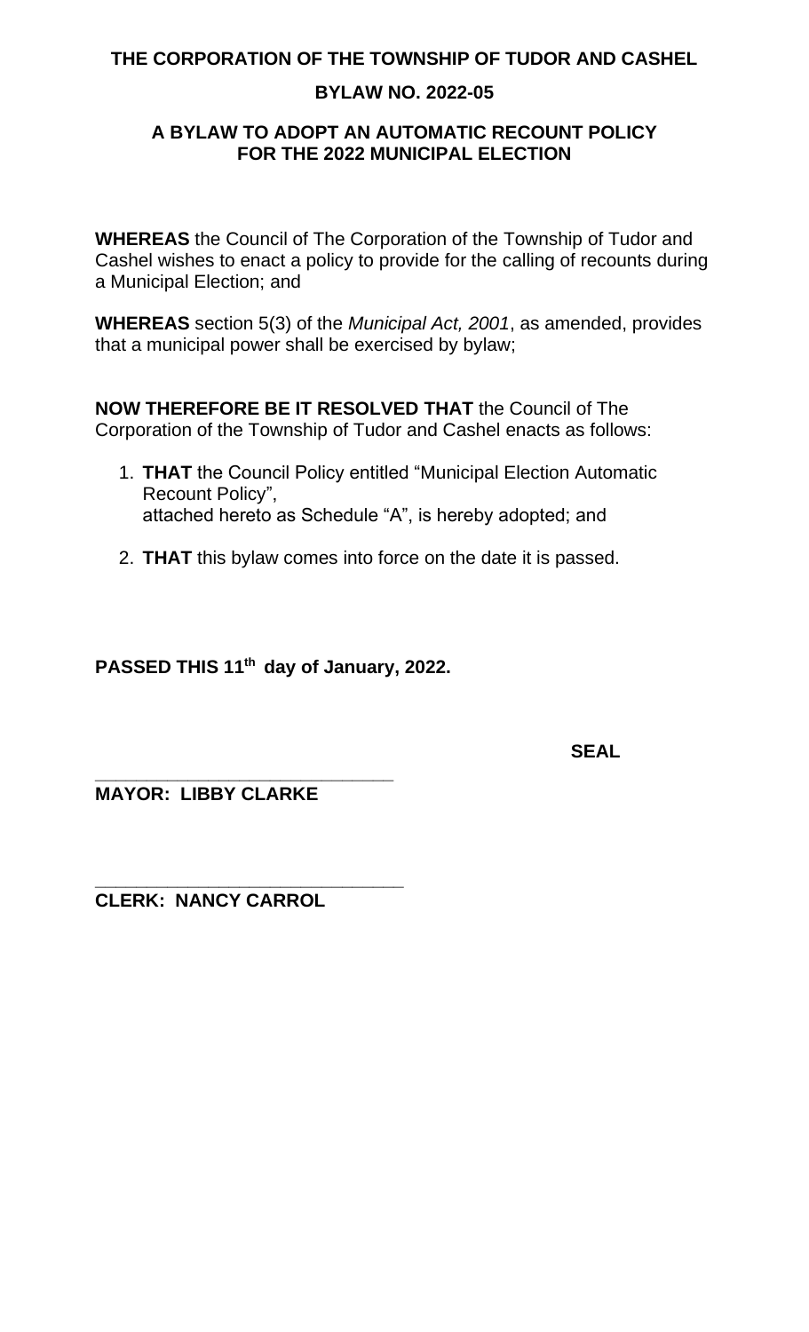**THE CORPORATION OF THE TOWNSHIP OF TUDOR AND CASHEL**

**BYLAW NO. 2022-05**

**A BYLAW TO ADOPT AN AUTOMATIC RECOUNT POLICY FOR THE 2022 MUNICIPAL ELECTION**

**WHEREAS** the Council of The Corporation of the Township of Tudor and Cashel wishes to enact a policy to provide for the calling of recounts during a Municipal Election; and

**WHEREAS** section 5(3) of the *Municipal Act, 2001*, as amended, provides that a municipal power shall be exercised by bylaw;

**NOW THEREFORE BE IT RESOLVED THAT** the Council of The Corporation of the Township of Tudor and Cashel enacts as follows:

1. **THAT** the Council Policy entitled "Municipal Election Automatic Recount Policy", attached hereto as Schedule "A", is hereby adopted; and
2. **THAT** this bylaw comes into force on the date it is passed.

**PASSED THIS 11th day of January, 2022.**

**SEAL**

\_\_\_\_\_\_\_\_\_\_\_\_\_\_\_\_\_\_\_\_\_\_\_\_\_\_\_\_\_\_

**MAYOR: LIBBY CLARKE**

\_\_\_\_\_\_\_\_\_\_\_\_\_\_\_\_\_\_\_\_\_\_\_\_\_\_\_\_\_\_

**CLERK: NANCY CARROL**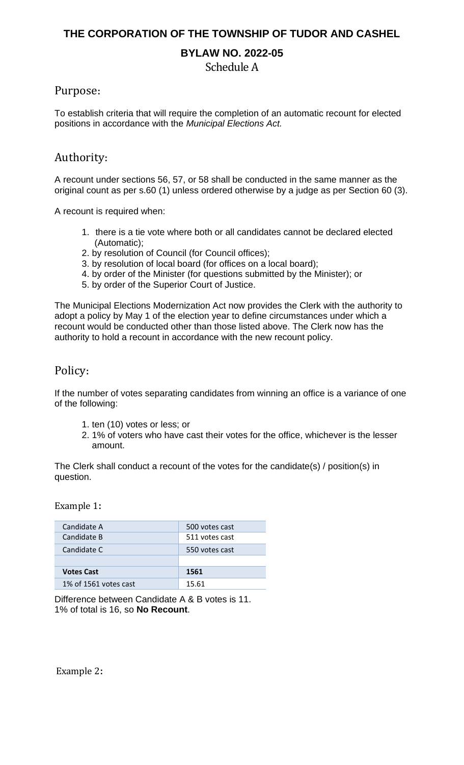**THE CORPORATION OF THE TOWNSHIP OF TUDOR AND CASHEL**

**BYLAW NO. 2022-05**

Schedule A

## Purpose:

To establish criteria that will require the completion of an automatic recount for elected positions in accordance with the *Municipal Elections Act.*

## Authority:

A recount under sections 56, 57, or 58 shall be conducted in the same manner as the original count as per s.60 (1) unless ordered otherwise by a judge as per Section 60 (3).

A recount is required when:

1. there is a tie vote where both or all candidates cannot be declared elected (Automatic);
2. by resolution of Council (for Council offices);
3. by resolution of local board (for offices on a local board);
4. by order of the Minister (for questions submitted by the Minister); or
5. by order of the Superior Court of Justice.

The Municipal Elections Modernization Act now provides the Clerk with the authority to adopt a policy by May 1 of the election year to define circumstances under which a recount would be conducted other than those listed above. The Clerk now has the authority to hold a recount in accordance with the new recount policy.

## Policy:

If the number of votes separating candidates from winning an office is a variance of one of the following:

1. ten (10) votes or less; or
2. 1% of voters who have cast their votes for the office, whichever is the lesser amount.

The Clerk shall conduct a recount of the votes for the candidate(s) / position(s) in question.

Example 1:

| Candidate A | 500 votes cast |
|---|---|
| Candidate B | 511 votes cast |
| Candidate C | 550 votes cast |
| | |
| **Votes Cast** | **1561** |
| 1% of 1561 votes cast | 15.61 |

Difference between Candidate A & B votes is 11.
1% of total is 16, so **No Recount**.

Example 2: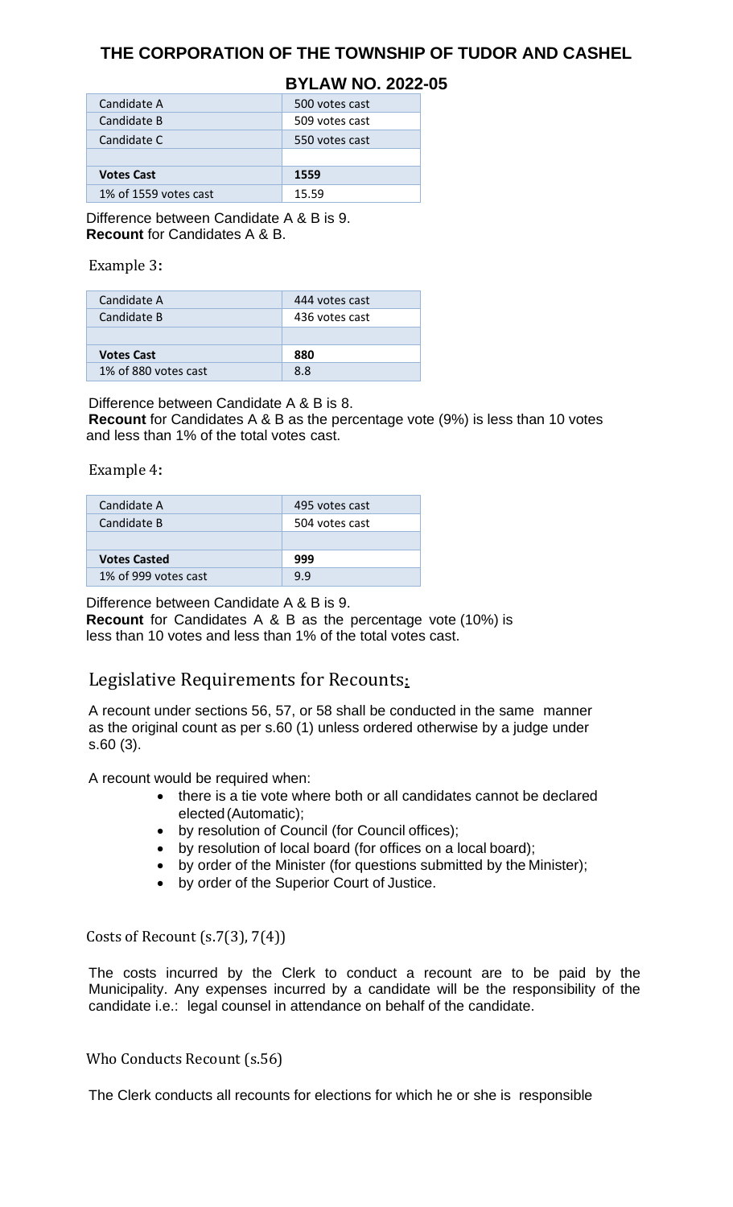# THE CORPORATION OF THE TOWNSHIP OF TUDOR AND CASHEL

## BYLAW NO. 2022-05

| Candidate A | 500 votes cast |
|---|---|
| Candidate B | 509 votes cast |
| Candidate C | 550 votes cast |
| | |
| **Votes Cast** | **1559** |
| 1% of 1559 votes cast | 15.59 |

Difference between Candidate A & B is 9.
**Recount** for Candidates A & B.

Example 3:

| Candidate A | 444 votes cast |
|---|---|
| Candidate B | 436 votes cast |
| | |
| **Votes Cast** | **880** |
| 1% of 880 votes cast | 8.8 |

Difference between Candidate A & B is 8.
**Recount** for Candidates A & B as the percentage vote (9%) is less than 10 votes and less than 1% of the total votes cast.

Example 4:

| Candidate A | 495 votes cast |
|---|---|
| Candidate B | 504 votes cast |
| | |
| **Votes Casted** | **999** |
| 1% of 999 votes cast | 9.9 |

Difference between Candidate A & B is 9.
**Recount** for Candidates A & B as the percentage vote (10%) is less than 10 votes and less than 1% of the total votes cast.

## Legislative Requirements for Recounts:

A recount under sections 56, 57, or 58 shall be conducted in the same manner as the original count as per s.60 (1) unless ordered otherwise by a judge under s.60 (3).

A recount would be required when:

- there is a tie vote where both or all candidates cannot be declared elected (Automatic);
- by resolution of Council (for Council offices);
- by resolution of local board (for offices on a local board);
- by order of the Minister (for questions submitted by the Minister);
- by order of the Superior Court of Justice.

Costs of Recount (s.7(3), 7(4))

The costs incurred by the Clerk to conduct a recount are to be paid by the Municipality. Any expenses incurred by a candidate will be the responsibility of the candidate i.e.: legal counsel in attendance on behalf of the candidate.

Who Conducts Recount (s.56)

The Clerk conducts all recounts for elections for which he or she is responsible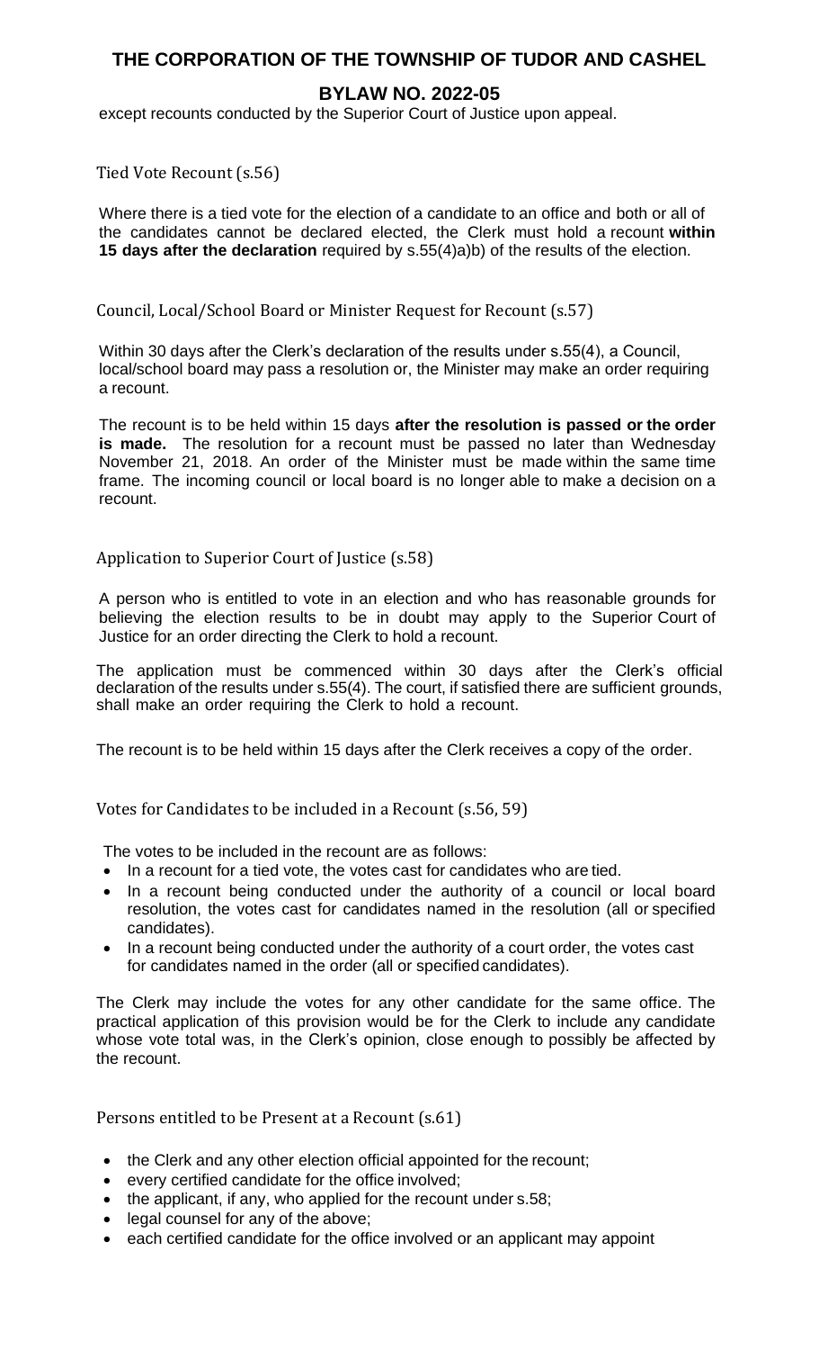except recounts conducted by the Superior Court of Justice upon appeal.

### Tied Vote Recount (s.56)

Where there is a tied vote for the election of a candidate to an office and both or all of the candidates cannot be declared elected, the Clerk must hold a recount **within 15 days after the declaration** required by s.55(4)a)b) of the results of the election.

### Council, Local/School Board or Minister Request for Recount (s.57)

Within 30 days after the Clerk's declaration of the results under s.55(4), a Council, local/school board may pass a resolution or, the Minister may make an order requiring a recount.

The recount is to be held within 15 days **after the resolution is passed or the order is made.** The resolution for a recount must be passed no later than Wednesday November 21, 2018. An order of the Minister must be made within the same time frame. The incoming council or local board is no longer able to make a decision on a recount.

### Application to Superior Court of Justice (s.58)

A person who is entitled to vote in an election and who has reasonable grounds for believing the election results to be in doubt may apply to the Superior Court of Justice for an order directing the Clerk to hold a recount.

The application must be commenced within 30 days after the Clerk's official declaration of the results under s.55(4). The court, if satisfied there are sufficient grounds, shall make an order requiring the Clerk to hold a recount.

The recount is to be held within 15 days after the Clerk receives a copy of the order.

### Votes for Candidates to be included in a Recount (s.56, 59)

The votes to be included in the recount are as follows:

- In a recount for a tied vote, the votes cast for candidates who are tied.
- In a recount being conducted under the authority of a council or local board resolution, the votes cast for candidates named in the resolution (all or specified candidates).
- In a recount being conducted under the authority of a court order, the votes cast for candidates named in the order (all or specified candidates).

The Clerk may include the votes for any other candidate for the same office. The practical application of this provision would be for the Clerk to include any candidate whose vote total was, in the Clerk's opinion, close enough to possibly be affected by the recount.

### Persons entitled to be Present at a Recount (s.61)

- the Clerk and any other election official appointed for the recount;
- every certified candidate for the office involved;
- the applicant, if any, who applied for the recount under s.58;
- legal counsel for any of the above;
- each certified candidate for the office involved or an applicant may appoint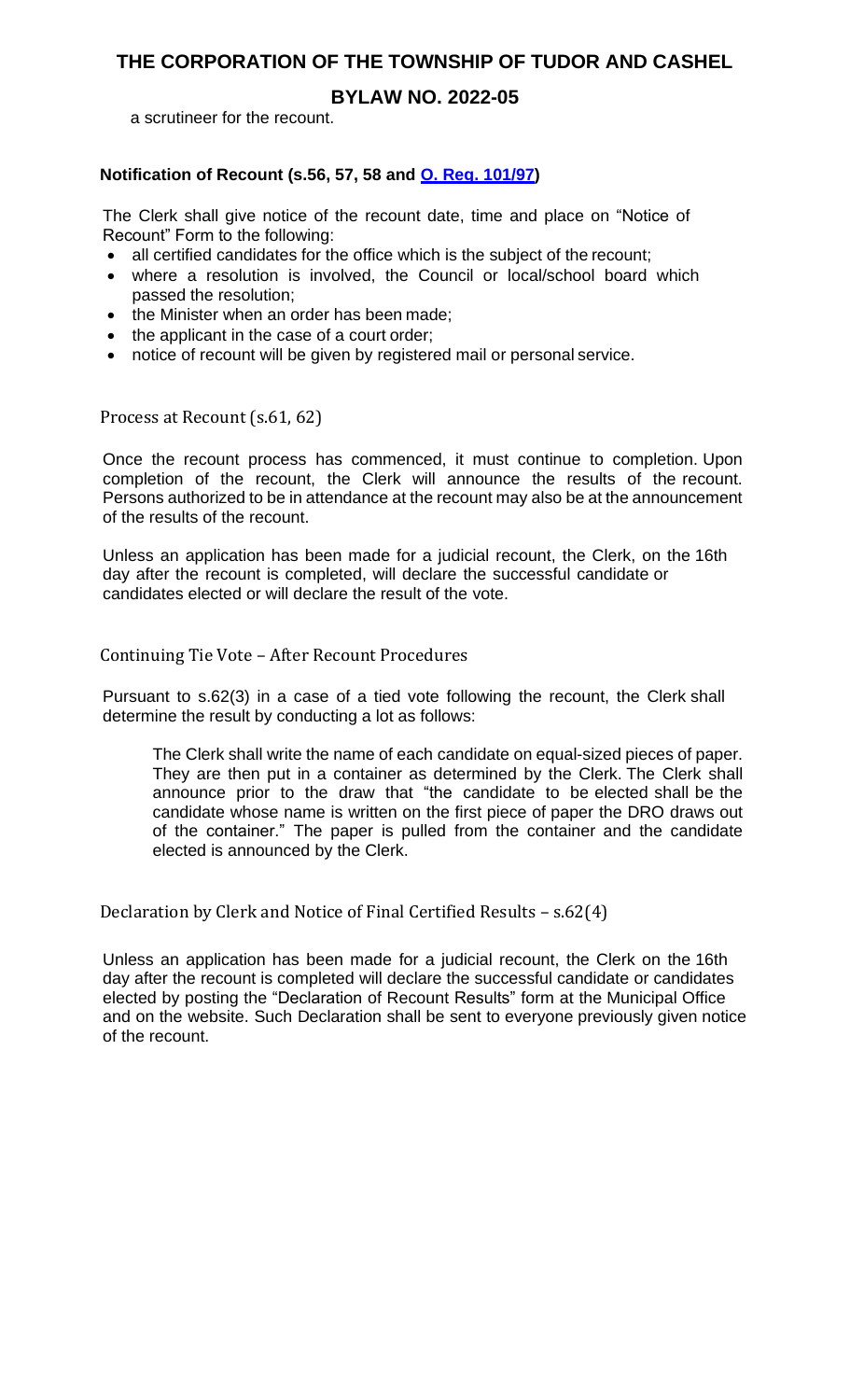a scrutineer for the recount.

**Notification of Recount (s.56, 57, 58 and O. Reg. 101/97)**

The Clerk shall give notice of the recount date, time and place on "Notice of Recount" Form to the following:

- all certified candidates for the office which is the subject of the recount;
- where a resolution is involved, the Council or local/school board which passed the resolution;
- the Minister when an order has been made;
- the applicant in the case of a court order;
- notice of recount will be given by registered mail or personal service.

Process at Recount (s.61, 62)

Once the recount process has commenced, it must continue to completion. Upon completion of the recount, the Clerk will announce the results of the recount. Persons authorized to be in attendance at the recount may also be at the announcement of the results of the recount.

Unless an application has been made for a judicial recount, the Clerk, on the 16th day after the recount is completed, will declare the successful candidate or candidates elected or will declare the result of the vote.

Continuing Tie Vote – After Recount Procedures

Pursuant to s.62(3) in a case of a tied vote following the recount, the Clerk shall determine the result by conducting a lot as follows:

> The Clerk shall write the name of each candidate on equal-sized pieces of paper. They are then put in a container as determined by the Clerk. The Clerk shall announce prior to the draw that "the candidate to be elected shall be the candidate whose name is written on the first piece of paper the DRO draws out of the container." The paper is pulled from the container and the candidate elected is announced by the Clerk.

Declaration by Clerk and Notice of Final Certified Results – s.62(4)

Unless an application has been made for a judicial recount, the Clerk on the 16th day after the recount is completed will declare the successful candidate or candidates elected by posting the "Declaration of Recount Results" form at the Municipal Office and on the website. Such Declaration shall be sent to everyone previously given notice of the recount.